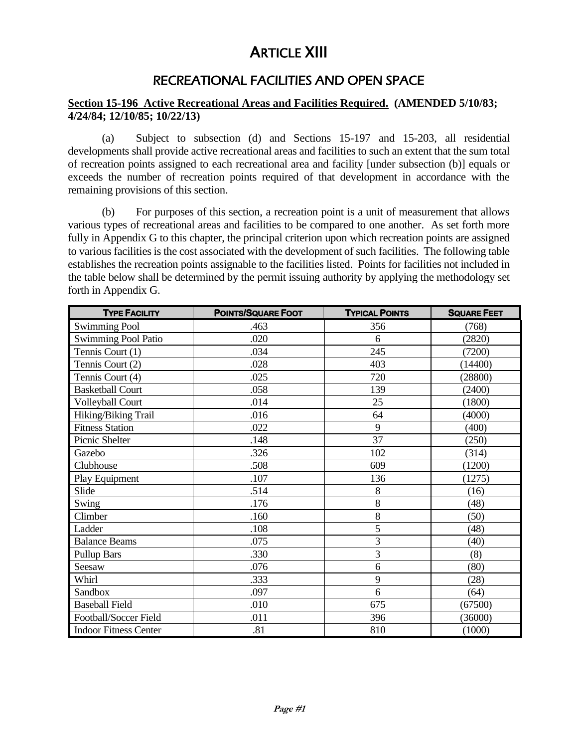# ARTICLE XIII

## RECREATIONAL FACILITIES AND OPEN SPACE

**Section 15-196 Active Recreational Areas and Facilities Required. (AMENDED 5/10/83; 4/24/84; 12/10/85; 10/22/13)**

(a) Subject to subsection (d) and Sections 15-197 and 15-203, all residential developments shall provide active recreational areas and facilities to such an extent that the sum total of recreation points assigned to each recreational area and facility [under subsection (b)] equals or exceeds the number of recreation points required of that development in accordance with the remaining provisions of this section.

(b) For purposes of this section, a recreation point is a unit of measurement that allows various types of recreational areas and facilities to be compared to one another. As set forth more fully in Appendix G to this chapter, the principal criterion upon which recreation points are assigned to various facilities is the cost associated with the development of such facilities. The following table establishes the recreation points assignable to the facilities listed. Points for facilities not included in the table below shall be determined by the permit issuing authority by applying the methodology set forth in Appendix G.

| TYPE FACILITY | POINTS/SQUARE FOOT | TYPICAL POINTS | SQUARE FEET |
|---|---|---|---|
| Swimming Pool | .463 | 356 | (768) |
| Swimming Pool Patio | .020 | 6 | (2820) |
| Tennis Court (1) | .034 | 245 | (7200) |
| Tennis Court (2) | .028 | 403 | (14400) |
| Tennis Court (4) | .025 | 720 | (28800) |
| Basketball Court | .058 | 139 | (2400) |
| Volleyball Court | .014 | 25 | (1800) |
| Hiking/Biking Trail | .016 | 64 | (4000) |
| Fitness Station | .022 | 9 | (400) |
| Picnic Shelter | .148 | 37 | (250) |
| Gazebo | .326 | 102 | (314) |
| Clubhouse | .508 | 609 | (1200) |
| Play Equipment | .107 | 136 | (1275) |
| Slide | .514 | 8 | (16) |
| Swing | .176 | 8 | (48) |
| Climber | .160 | 8 | (50) |
| Ladder | .108 | 5 | (48) |
| Balance Beams | .075 | 3 | (40) |
| Pullup Bars | .330 | 3 | (8) |
| Seesaw | .076 | 6 | (80) |
| Whirl | .333 | 9 | (28) |
| Sandbox | .097 | 6 | (64) |
| Baseball Field | .010 | 675 | (67500) |
| Football/Soccer Field | .011 | 396 | (36000) |
| Indoor Fitness Center | .81 | 810 | (1000) |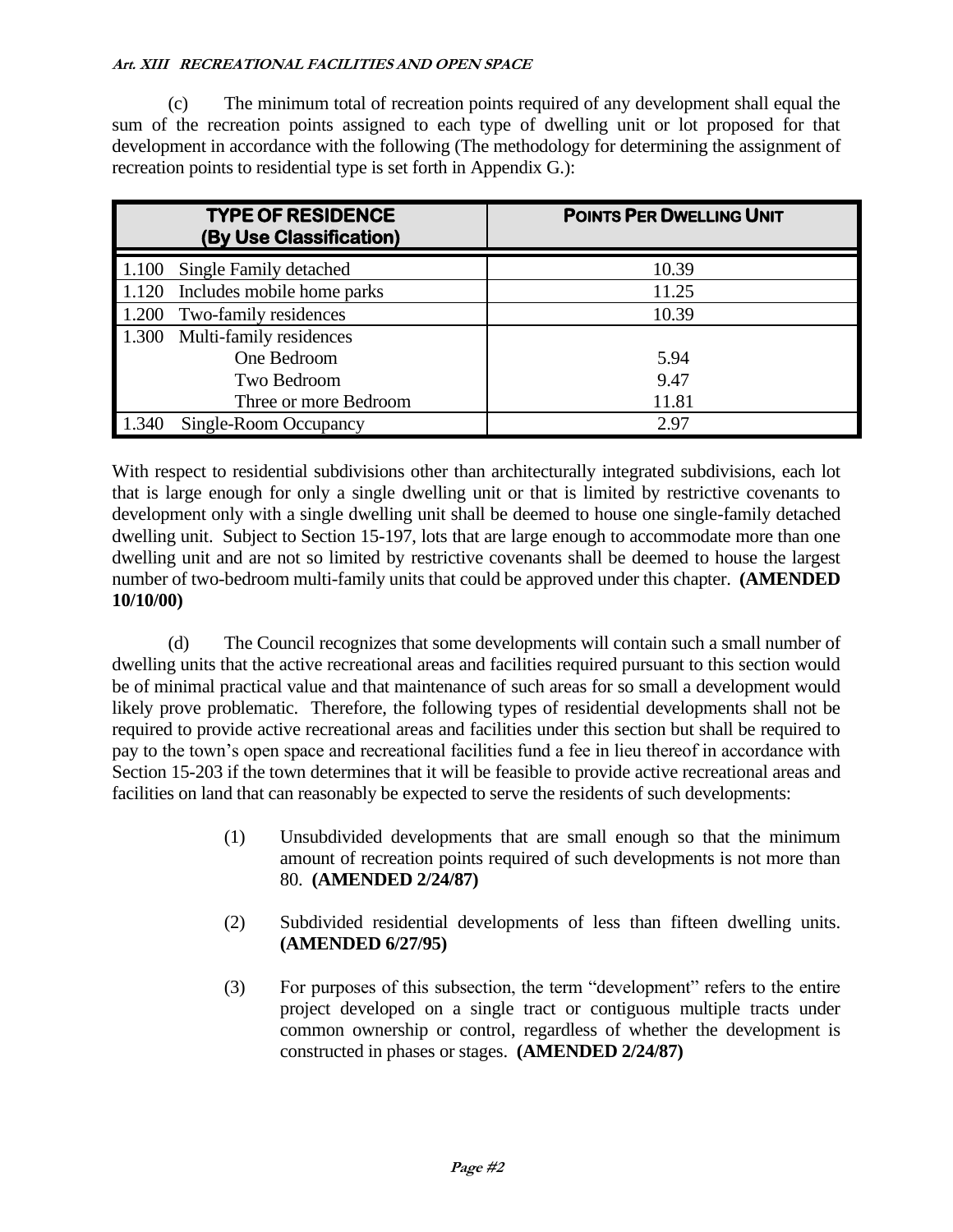(c) The minimum total of recreation points required of any development shall equal the sum of the recreation points assigned to each type of dwelling unit or lot proposed for that development in accordance with the following (The methodology for determining the assignment of recreation points to residential type is set forth in Appendix G.):

| **TYPE OF RESIDENCE (By Use Classification)** | **POINTS PER DWELLING UNIT** |
|---|---|
| 1.100 Single Family detached | 10.39 |
| 1.120 Includes mobile home parks | 11.25 |
| 1.200 Two-family residences | 10.39 |
| 1.300 Multi-family residences | |
| One Bedroom | 5.94 |
| Two Bedroom | 9.47 |
| Three or more Bedroom | 11.81 |
| 1.340 Single-Room Occupancy | 2.97 |

With respect to residential subdivisions other than architecturally integrated subdivisions, each lot that is large enough for only a single dwelling unit or that is limited by restrictive covenants to development only with a single dwelling unit shall be deemed to house one single-family detached dwelling unit. Subject to Section 15-197, lots that are large enough to accommodate more than one dwelling unit and are not so limited by restrictive covenants shall be deemed to house the largest number of two-bedroom multi-family units that could be approved under this chapter. **(AMENDED 10/10/00)**

(d) The Council recognizes that some developments will contain such a small number of dwelling units that the active recreational areas and facilities required pursuant to this section would be of minimal practical value and that maintenance of such areas for so small a development would likely prove problematic. Therefore, the following types of residential developments shall not be required to provide active recreational areas and facilities under this section but shall be required to pay to the town's open space and recreational facilities fund a fee in lieu thereof in accordance with Section 15-203 if the town determines that it will be feasible to provide active recreational areas and facilities on land that can reasonably be expected to serve the residents of such developments:

(1) Unsubdivided developments that are small enough so that the minimum amount of recreation points required of such developments is not more than 80. **(AMENDED 2/24/87)**

(2) Subdivided residential developments of less than fifteen dwelling units. **(AMENDED 6/27/95)**

(3) For purposes of this subsection, the term "development" refers to the entire project developed on a single tract or contiguous multiple tracts under common ownership or control, regardless of whether the development is constructed in phases or stages. **(AMENDED 2/24/87)**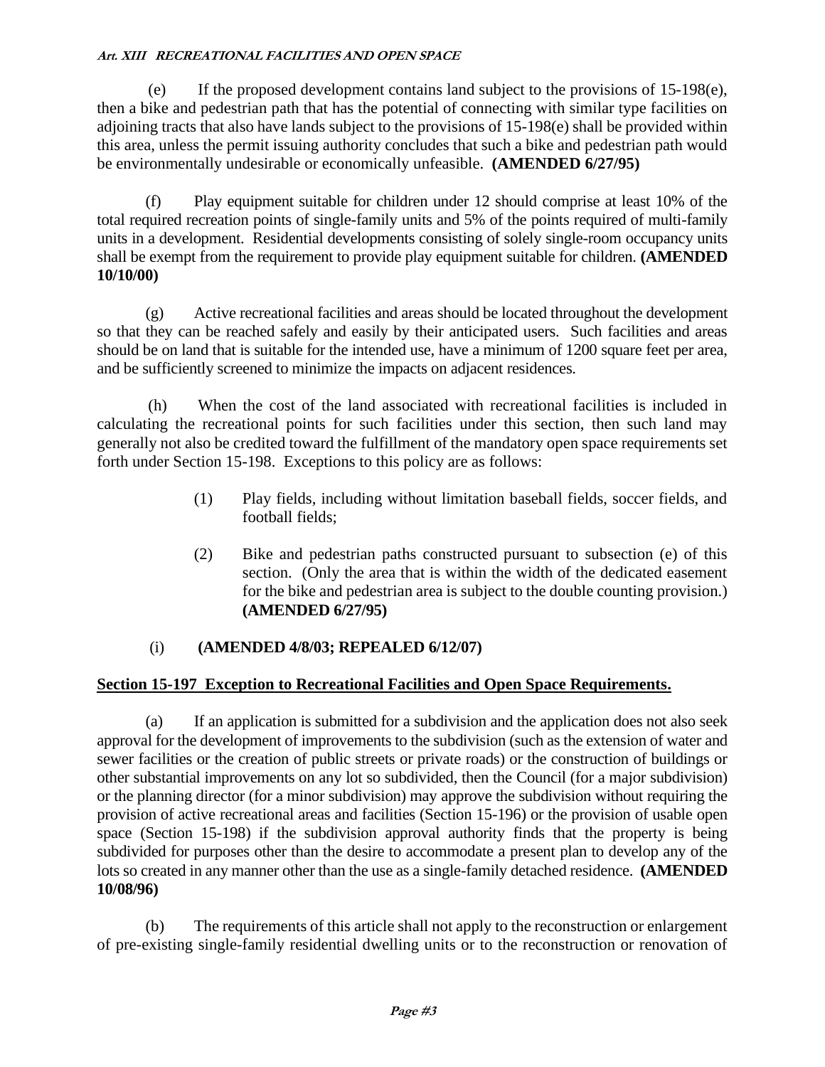(e) If the proposed development contains land subject to the provisions of 15-198(e), then a bike and pedestrian path that has the potential of connecting with similar type facilities on adjoining tracts that also have lands subject to the provisions of 15-198(e) shall be provided within this area, unless the permit issuing authority concludes that such a bike and pedestrian path would be environmentally undesirable or economically unfeasible. **(AMENDED 6/27/95)**

(f) Play equipment suitable for children under 12 should comprise at least 10% of the total required recreation points of single-family units and 5% of the points required of multi-family units in a development. Residential developments consisting of solely single-room occupancy units shall be exempt from the requirement to provide play equipment suitable for children. **(AMENDED 10/10/00)**

(g) Active recreational facilities and areas should be located throughout the development so that they can be reached safely and easily by their anticipated users. Such facilities and areas should be on land that is suitable for the intended use, have a minimum of 1200 square feet per area, and be sufficiently screened to minimize the impacts on adjacent residences.

(h) When the cost of the land associated with recreational facilities is included in calculating the recreational points for such facilities under this section, then such land may generally not also be credited toward the fulfillment of the mandatory open space requirements set forth under Section 15-198. Exceptions to this policy are as follows:

> (1) Play fields, including without limitation baseball fields, soccer fields, and football fields;
>
> (2) Bike and pedestrian paths constructed pursuant to subsection (e) of this section. (Only the area that is within the width of the dedicated easement for the bike and pedestrian area is subject to the double counting provision.) **(AMENDED 6/27/95)**

(i) **(AMENDED 4/8/03; REPEALED 6/12/07)**

## Section 15-197 Exception to Recreational Facilities and Open Space Requirements.

(a) If an application is submitted for a subdivision and the application does not also seek approval for the development of improvements to the subdivision (such as the extension of water and sewer facilities or the creation of public streets or private roads) or the construction of buildings or other substantial improvements on any lot so subdivided, then the Council (for a major subdivision) or the planning director (for a minor subdivision) may approve the subdivision without requiring the provision of active recreational areas and facilities (Section 15-196) or the provision of usable open space (Section 15-198) if the subdivision approval authority finds that the property is being subdivided for purposes other than the desire to accommodate a present plan to develop any of the lots so created in any manner other than the use as a single-family detached residence. **(AMENDED 10/08/96)**

(b) The requirements of this article shall not apply to the reconstruction or enlargement of pre-existing single-family residential dwelling units or to the reconstruction or renovation of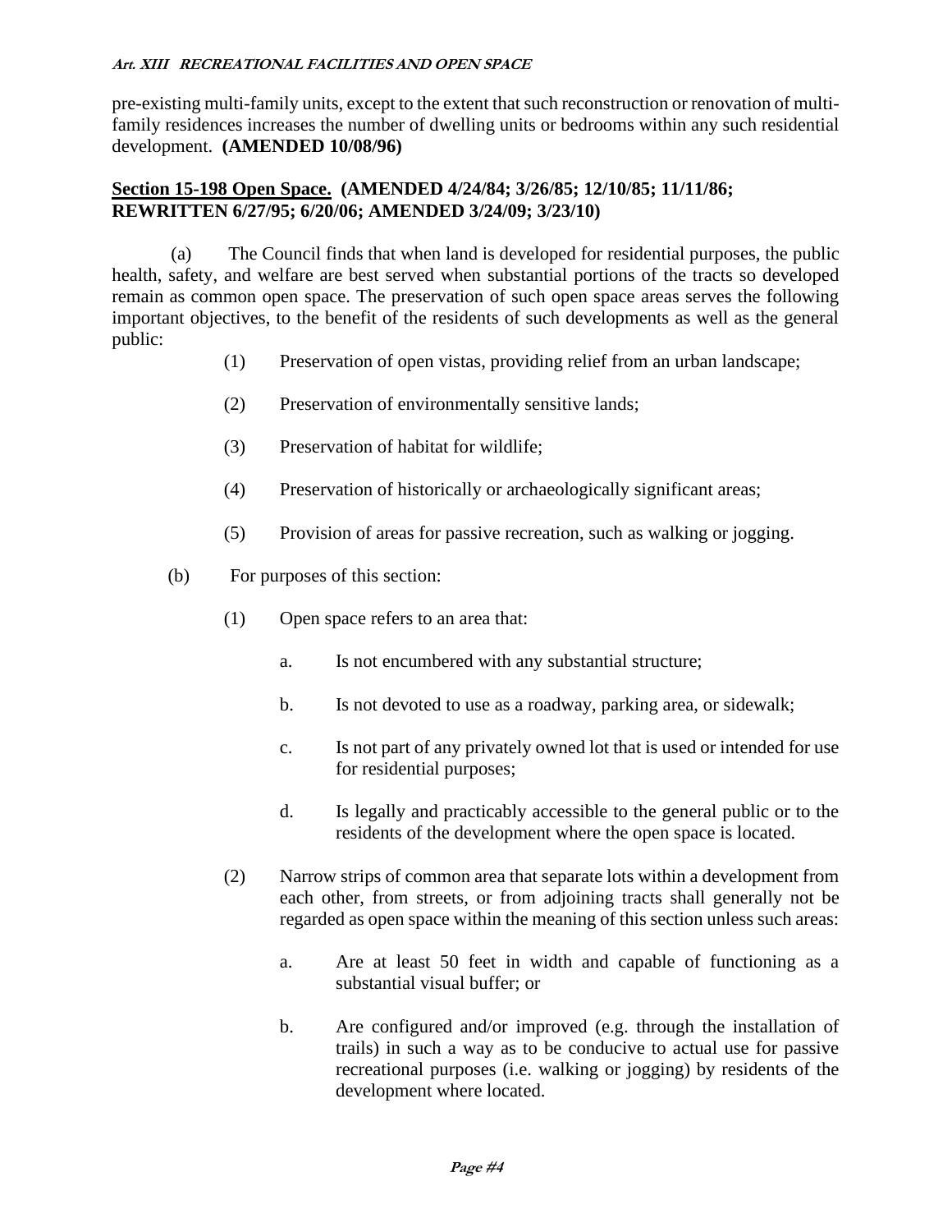pre-existing multi-family units, except to the extent that such reconstruction or renovation of multi-family residences increases the number of dwelling units or bedrooms within any such residential development. **(AMENDED 10/08/96)**

**Section 15-198 Open Space. (AMENDED 4/24/84; 3/26/85; 12/10/85; 11/11/86; REWRITTEN 6/27/95; 6/20/06; AMENDED 3/24/09; 3/23/10)**

(a) The Council finds that when land is developed for residential purposes, the public health, safety, and welfare are best served when substantial portions of the tracts so developed remain as common open space. The preservation of such open space areas serves the following important objectives, to the benefit of the residents of such developments as well as the general public:

(1) Preservation of open vistas, providing relief from an urban landscape;

(2) Preservation of environmentally sensitive lands;

(3) Preservation of habitat for wildlife;

(4) Preservation of historically or archaeologically significant areas;

(5) Provision of areas for passive recreation, such as walking or jogging.

(b) For purposes of this section:

(1) Open space refers to an area that:

a. Is not encumbered with any substantial structure;

b. Is not devoted to use as a roadway, parking area, or sidewalk;

c. Is not part of any privately owned lot that is used or intended for use for residential purposes;

d. Is legally and practicably accessible to the general public or to the residents of the development where the open space is located.

(2) Narrow strips of common area that separate lots within a development from each other, from streets, or from adjoining tracts shall generally not be regarded as open space within the meaning of this section unless such areas:

a. Are at least 50 feet in width and capable of functioning as a substantial visual buffer; or

b. Are configured and/or improved (e.g. through the installation of trails) in such a way as to be conducive to actual use for passive recreational purposes (i.e. walking or jogging) by residents of the development where located.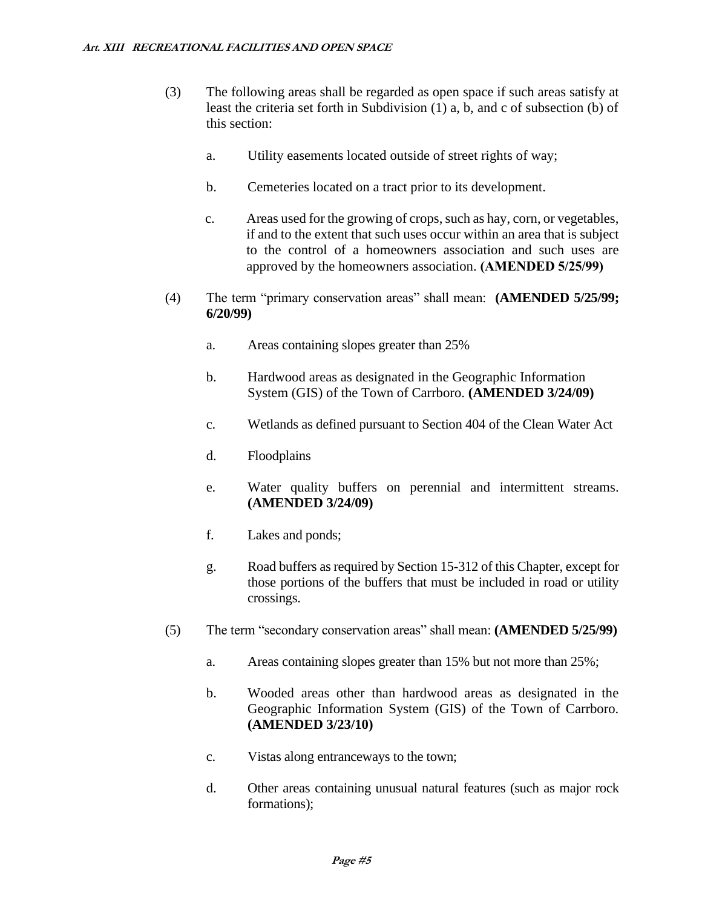(3) The following areas shall be regarded as open space if such areas satisfy at least the criteria set forth in Subdivision (1) a, b, and c of subsection (b) of this section:

a. Utility easements located outside of street rights of way;

b. Cemeteries located on a tract prior to its development.

c. Areas used for the growing of crops, such as hay, corn, or vegetables, if and to the extent that such uses occur within an area that is subject to the control of a homeowners association and such uses are approved by the homeowners association. **(AMENDED 5/25/99)**

(4) The term "primary conservation areas" shall mean: **(AMENDED 5/25/99; 6/20/99)**

a. Areas containing slopes greater than 25%

b. Hardwood areas as designated in the Geographic Information System (GIS) of the Town of Carrboro. **(AMENDED 3/24/09)**

c. Wetlands as defined pursuant to Section 404 of the Clean Water Act

d. Floodplains

e. Water quality buffers on perennial and intermittent streams. **(AMENDED 3/24/09)**

f. Lakes and ponds;

g. Road buffers as required by Section 15-312 of this Chapter, except for those portions of the buffers that must be included in road or utility crossings.

(5) The term "secondary conservation areas" shall mean: **(AMENDED 5/25/99)**

a. Areas containing slopes greater than 15% but not more than 25%;

b. Wooded areas other than hardwood areas as designated in the Geographic Information System (GIS) of the Town of Carrboro. **(AMENDED 3/23/10)**

c. Vistas along entranceways to the town;

d. Other areas containing unusual natural features (such as major rock formations);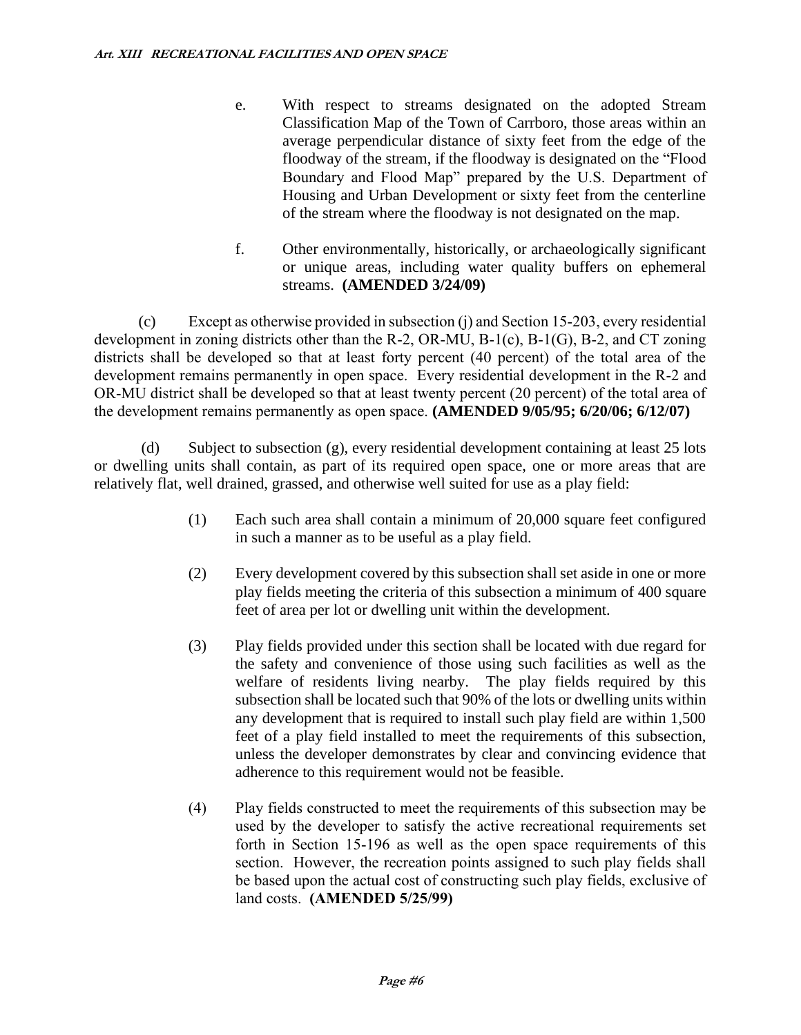e. With respect to streams designated on the adopted Stream Classification Map of the Town of Carrboro, those areas within an average perpendicular distance of sixty feet from the edge of the floodway of the stream, if the floodway is designated on the "Flood Boundary and Flood Map" prepared by the U.S. Department of Housing and Urban Development or sixty feet from the centerline of the stream where the floodway is not designated on the map.

f. Other environmentally, historically, or archaeologically significant or unique areas, including water quality buffers on ephemeral streams. **(AMENDED 3/24/09)**

(c) Except as otherwise provided in subsection (j) and Section 15-203, every residential development in zoning districts other than the R-2, OR-MU, B-1(c), B-1(G), B-2, and CT zoning districts shall be developed so that at least forty percent (40 percent) of the total area of the development remains permanently in open space. Every residential development in the R-2 and OR-MU district shall be developed so that at least twenty percent (20 percent) of the total area of the development remains permanently as open space. **(AMENDED 9/05/95; 6/20/06; 6/12/07)**

(d) Subject to subsection (g), every residential development containing at least 25 lots or dwelling units shall contain, as part of its required open space, one or more areas that are relatively flat, well drained, grassed, and otherwise well suited for use as a play field:

(1) Each such area shall contain a minimum of 20,000 square feet configured in such a manner as to be useful as a play field.

(2) Every development covered by this subsection shall set aside in one or more play fields meeting the criteria of this subsection a minimum of 400 square feet of area per lot or dwelling unit within the development.

(3) Play fields provided under this section shall be located with due regard for the safety and convenience of those using such facilities as well as the welfare of residents living nearby. The play fields required by this subsection shall be located such that 90% of the lots or dwelling units within any development that is required to install such play field are within 1,500 feet of a play field installed to meet the requirements of this subsection, unless the developer demonstrates by clear and convincing evidence that adherence to this requirement would not be feasible.

(4) Play fields constructed to meet the requirements of this subsection may be used by the developer to satisfy the active recreational requirements set forth in Section 15-196 as well as the open space requirements of this section. However, the recreation points assigned to such play fields shall be based upon the actual cost of constructing such play fields, exclusive of land costs. **(AMENDED 5/25/99)**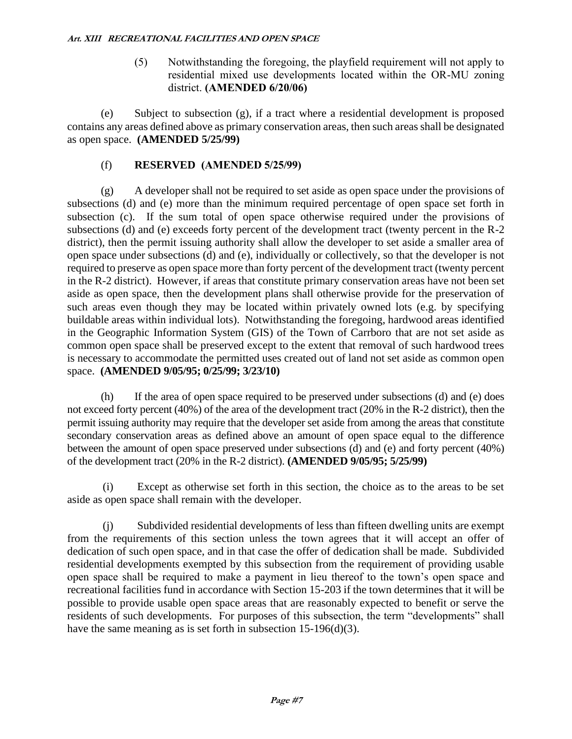(5) Notwithstanding the foregoing, the playfield requirement will not apply to residential mixed use developments located within the OR-MU zoning district. **(AMENDED 6/20/06)**

(e) Subject to subsection (g), if a tract where a residential development is proposed contains any areas defined above as primary conservation areas, then such areas shall be designated as open space. **(AMENDED 5/25/99)**

(f) **RESERVED (AMENDED 5/25/99)**

(g) A developer shall not be required to set aside as open space under the provisions of subsections (d) and (e) more than the minimum required percentage of open space set forth in subsection (c). If the sum total of open space otherwise required under the provisions of subsections (d) and (e) exceeds forty percent of the development tract (twenty percent in the R-2 district), then the permit issuing authority shall allow the developer to set aside a smaller area of open space under subsections (d) and (e), individually or collectively, so that the developer is not required to preserve as open space more than forty percent of the development tract (twenty percent in the R-2 district). However, if areas that constitute primary conservation areas have not been set aside as open space, then the development plans shall otherwise provide for the preservation of such areas even though they may be located within privately owned lots (e.g. by specifying buildable areas within individual lots). Notwithstanding the foregoing, hardwood areas identified in the Geographic Information System (GIS) of the Town of Carrboro that are not set aside as common open space shall be preserved except to the extent that removal of such hardwood trees is necessary to accommodate the permitted uses created out of land not set aside as common open space. **(AMENDED 9/05/95; 0/25/99; 3/23/10)**

(h) If the area of open space required to be preserved under subsections (d) and (e) does not exceed forty percent (40%) of the area of the development tract (20% in the R-2 district), then the permit issuing authority may require that the developer set aside from among the areas that constitute secondary conservation areas as defined above an amount of open space equal to the difference between the amount of open space preserved under subsections (d) and (e) and forty percent (40%) of the development tract (20% in the R-2 district). **(AMENDED 9/05/95; 5/25/99)**

(i) Except as otherwise set forth in this section, the choice as to the areas to be set aside as open space shall remain with the developer.

(j) Subdivided residential developments of less than fifteen dwelling units are exempt from the requirements of this section unless the town agrees that it will accept an offer of dedication of such open space, and in that case the offer of dedication shall be made. Subdivided residential developments exempted by this subsection from the requirement of providing usable open space shall be required to make a payment in lieu thereof to the town's open space and recreational facilities fund in accordance with Section 15-203 if the town determines that it will be possible to provide usable open space areas that are reasonably expected to benefit or serve the residents of such developments. For purposes of this subsection, the term "developments" shall have the same meaning as is set forth in subsection 15-196(d)(3).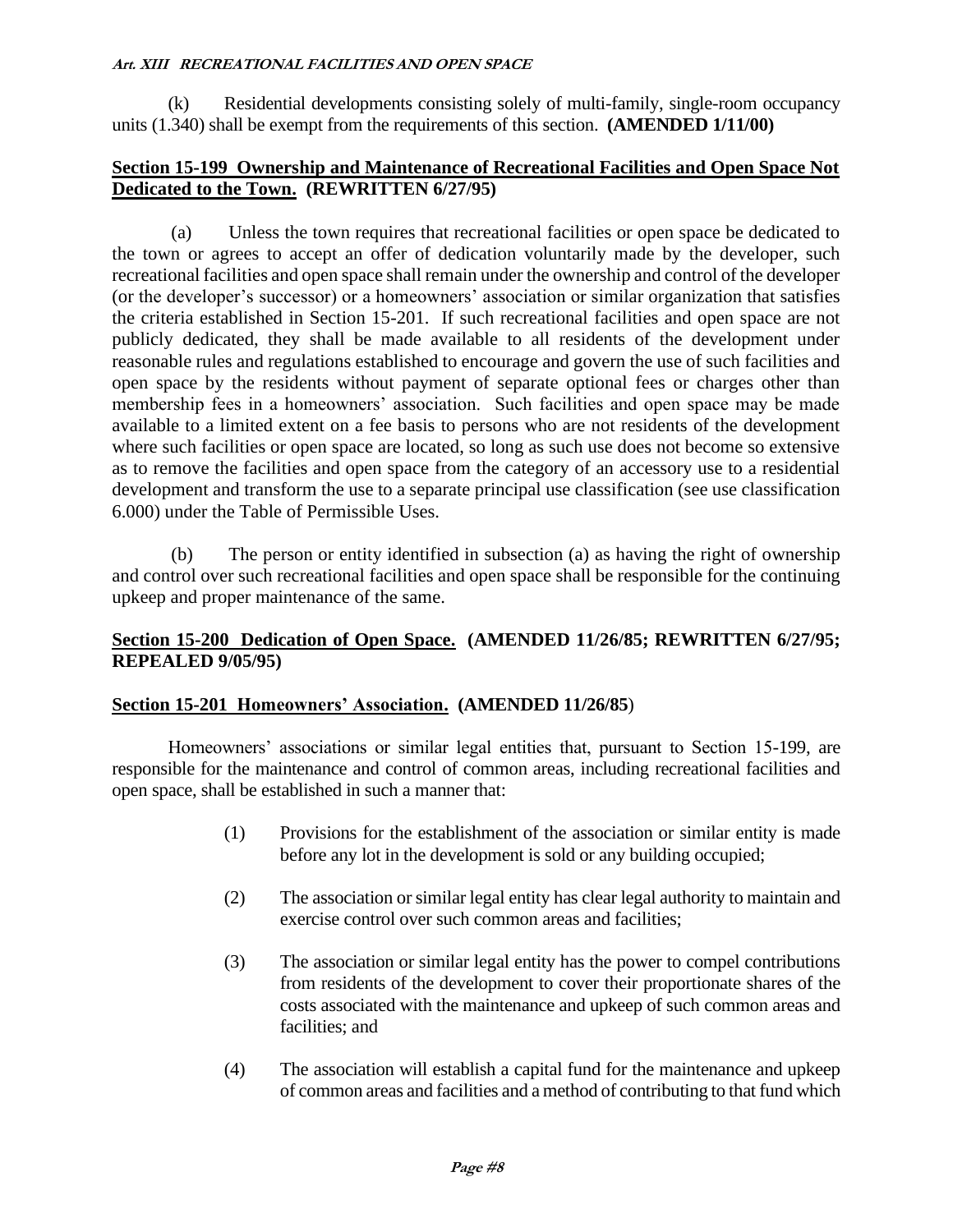(k) Residential developments consisting solely of multi-family, single-room occupancy units (1.340) shall be exempt from the requirements of this section. **(AMENDED 1/11/00)**

## Section 15-199 Ownership and Maintenance of Recreational Facilities and Open Space Not Dedicated to the Town. (REWRITTEN 6/27/95)

(a) Unless the town requires that recreational facilities or open space be dedicated to the town or agrees to accept an offer of dedication voluntarily made by the developer, such recreational facilities and open space shall remain under the ownership and control of the developer (or the developer's successor) or a homeowners' association or similar organization that satisfies the criteria established in Section 15-201. If such recreational facilities and open space are not publicly dedicated, they shall be made available to all residents of the development under reasonable rules and regulations established to encourage and govern the use of such facilities and open space by the residents without payment of separate optional fees or charges other than membership fees in a homeowners' association. Such facilities and open space may be made available to a limited extent on a fee basis to persons who are not residents of the development where such facilities or open space are located, so long as such use does not become so extensive as to remove the facilities and open space from the category of an accessory use to a residential development and transform the use to a separate principal use classification (see use classification 6.000) under the Table of Permissible Uses.

(b) The person or entity identified in subsection (a) as having the right of ownership and control over such recreational facilities and open space shall be responsible for the continuing upkeep and proper maintenance of the same.

## Section 15-200 Dedication of Open Space. (AMENDED 11/26/85; REWRITTEN 6/27/95; REPEALED 9/05/95)

## Section 15-201 Homeowners' Association. (AMENDED 11/26/85)

Homeowners' associations or similar legal entities that, pursuant to Section 15-199, are responsible for the maintenance and control of common areas, including recreational facilities and open space, shall be established in such a manner that:

(1) Provisions for the establishment of the association or similar entity is made before any lot in the development is sold or any building occupied;

(2) The association or similar legal entity has clear legal authority to maintain and exercise control over such common areas and facilities;

(3) The association or similar legal entity has the power to compel contributions from residents of the development to cover their proportionate shares of the costs associated with the maintenance and upkeep of such common areas and facilities; and

(4) The association will establish a capital fund for the maintenance and upkeep of common areas and facilities and a method of contributing to that fund which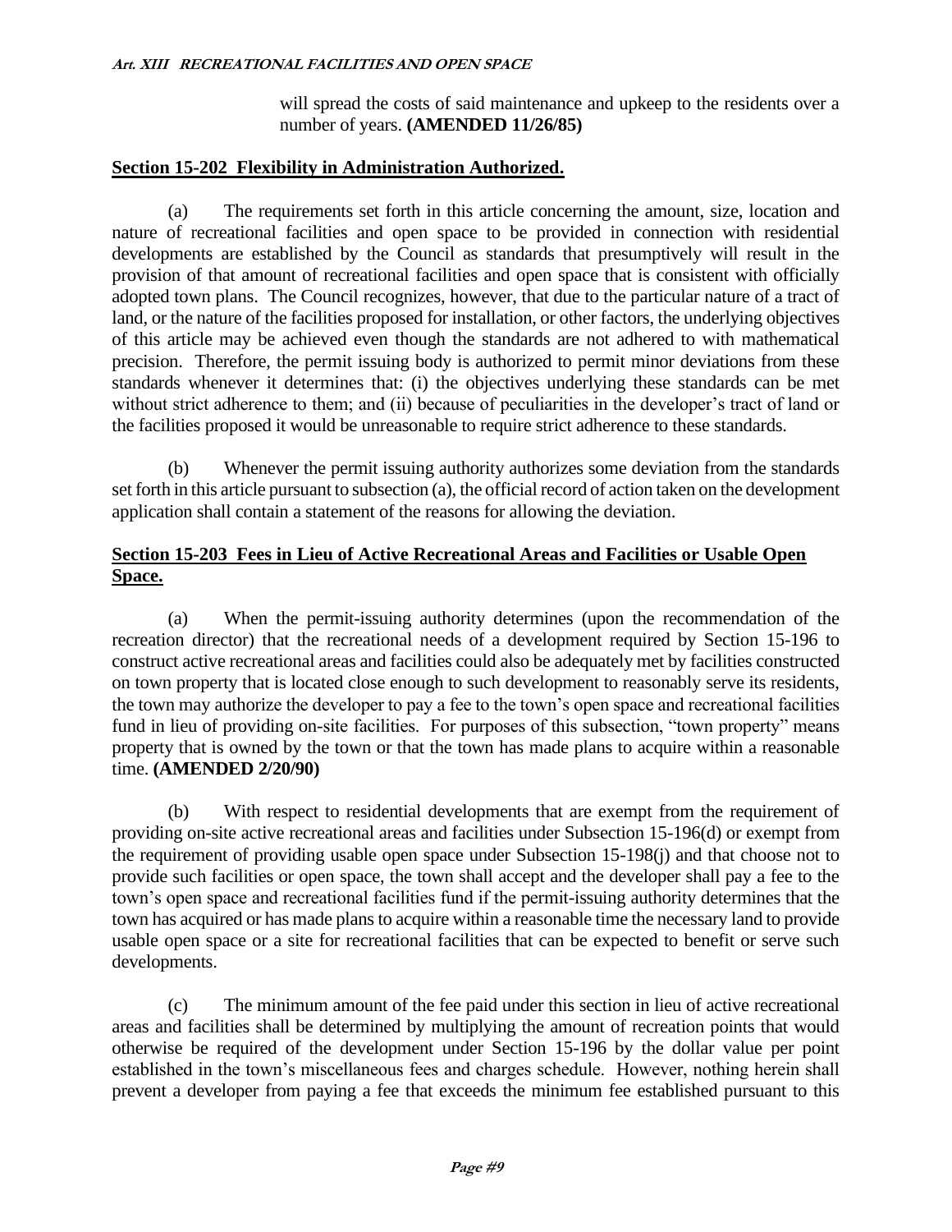will spread the costs of said maintenance and upkeep to the residents over a number of years. **(AMENDED 11/26/85)**

## Section 15-202 Flexibility in Administration Authorized.

(a) The requirements set forth in this article concerning the amount, size, location and nature of recreational facilities and open space to be provided in connection with residential developments are established by the Council as standards that presumptively will result in the provision of that amount of recreational facilities and open space that is consistent with officially adopted town plans. The Council recognizes, however, that due to the particular nature of a tract of land, or the nature of the facilities proposed for installation, or other factors, the underlying objectives of this article may be achieved even though the standards are not adhered to with mathematical precision. Therefore, the permit issuing body is authorized to permit minor deviations from these standards whenever it determines that: (i) the objectives underlying these standards can be met without strict adherence to them; and (ii) because of peculiarities in the developer's tract of land or the facilities proposed it would be unreasonable to require strict adherence to these standards.

(b) Whenever the permit issuing authority authorizes some deviation from the standards set forth in this article pursuant to subsection (a), the official record of action taken on the development application shall contain a statement of the reasons for allowing the deviation.

## Section 15-203 Fees in Lieu of Active Recreational Areas and Facilities or Usable Open Space.

(a) When the permit-issuing authority determines (upon the recommendation of the recreation director) that the recreational needs of a development required by Section 15-196 to construct active recreational areas and facilities could also be adequately met by facilities constructed on town property that is located close enough to such development to reasonably serve its residents, the town may authorize the developer to pay a fee to the town's open space and recreational facilities fund in lieu of providing on-site facilities. For purposes of this subsection, "town property" means property that is owned by the town or that the town has made plans to acquire within a reasonable time. **(AMENDED 2/20/90)**

(b) With respect to residential developments that are exempt from the requirement of providing on-site active recreational areas and facilities under Subsection 15-196(d) or exempt from the requirement of providing usable open space under Subsection 15-198(j) and that choose not to provide such facilities or open space, the town shall accept and the developer shall pay a fee to the town's open space and recreational facilities fund if the permit-issuing authority determines that the town has acquired or has made plans to acquire within a reasonable time the necessary land to provide usable open space or a site for recreational facilities that can be expected to benefit or serve such developments.

(c) The minimum amount of the fee paid under this section in lieu of active recreational areas and facilities shall be determined by multiplying the amount of recreation points that would otherwise be required of the development under Section 15-196 by the dollar value per point established in the town's miscellaneous fees and charges schedule. However, nothing herein shall prevent a developer from paying a fee that exceeds the minimum fee established pursuant to this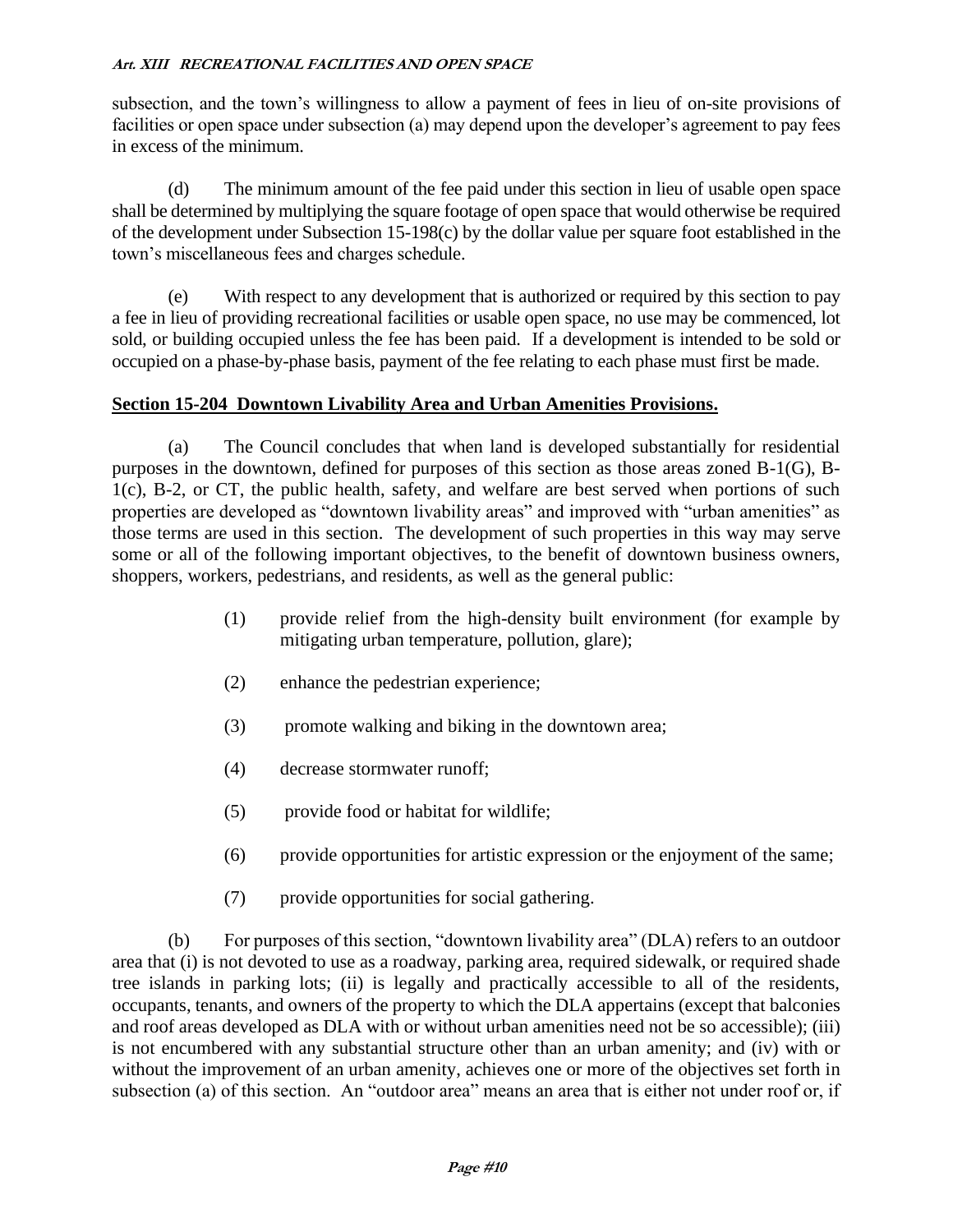subsection, and the town's willingness to allow a payment of fees in lieu of on-site provisions of facilities or open space under subsection (a) may depend upon the developer's agreement to pay fees in excess of the minimum.

(d) The minimum amount of the fee paid under this section in lieu of usable open space shall be determined by multiplying the square footage of open space that would otherwise be required of the development under Subsection 15-198(c) by the dollar value per square foot established in the town's miscellaneous fees and charges schedule.

(e) With respect to any development that is authorized or required by this section to pay a fee in lieu of providing recreational facilities or usable open space, no use may be commenced, lot sold, or building occupied unless the fee has been paid. If a development is intended to be sold or occupied on a phase-by-phase basis, payment of the fee relating to each phase must first be made.

## Section 15-204 Downtown Livability Area and Urban Amenities Provisions.

(a) The Council concludes that when land is developed substantially for residential purposes in the downtown, defined for purposes of this section as those areas zoned B-1(G), B-1(c), B-2, or CT, the public health, safety, and welfare are best served when portions of such properties are developed as "downtown livability areas" and improved with "urban amenities" as those terms are used in this section. The development of such properties in this way may serve some or all of the following important objectives, to the benefit of downtown business owners, shoppers, workers, pedestrians, and residents, as well as the general public:

(1) provide relief from the high-density built environment (for example by mitigating urban temperature, pollution, glare);

(2) enhance the pedestrian experience;

(3) promote walking and biking in the downtown area;

(4) decrease stormwater runoff;

(5) provide food or habitat for wildlife;

(6) provide opportunities for artistic expression or the enjoyment of the same;

(7) provide opportunities for social gathering.

(b) For purposes of this section, "downtown livability area" (DLA) refers to an outdoor area that (i) is not devoted to use as a roadway, parking area, required sidewalk, or required shade tree islands in parking lots; (ii) is legally and practically accessible to all of the residents, occupants, tenants, and owners of the property to which the DLA appertains (except that balconies and roof areas developed as DLA with or without urban amenities need not be so accessible); (iii) is not encumbered with any substantial structure other than an urban amenity; and (iv) with or without the improvement of an urban amenity, achieves one or more of the objectives set forth in subsection (a) of this section. An "outdoor area" means an area that is either not under roof or, if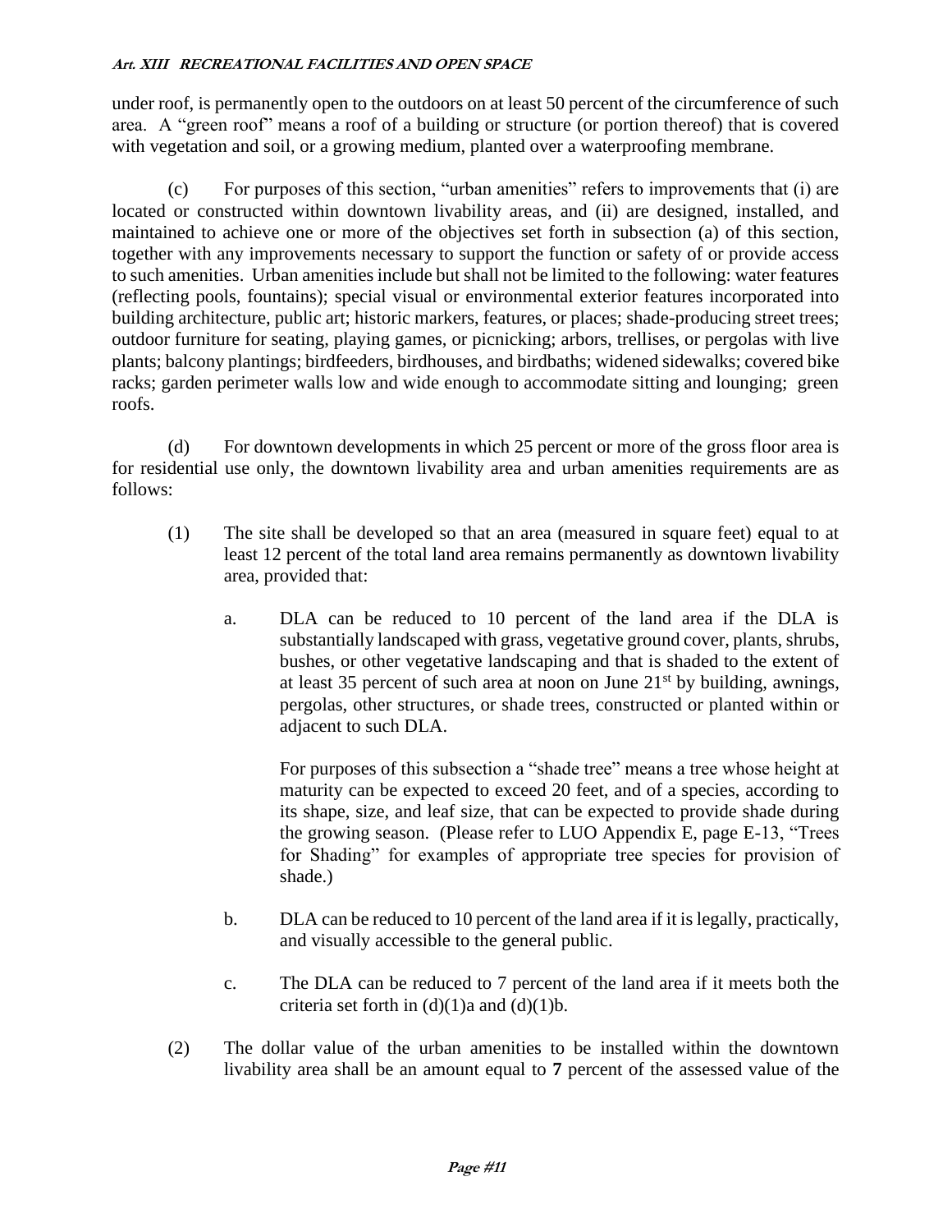under roof, is permanently open to the outdoors on at least 50 percent of the circumference of such area. A "green roof" means a roof of a building or structure (or portion thereof) that is covered with vegetation and soil, or a growing medium, planted over a waterproofing membrane.

(c) For purposes of this section, "urban amenities" refers to improvements that (i) are located or constructed within downtown livability areas, and (ii) are designed, installed, and maintained to achieve one or more of the objectives set forth in subsection (a) of this section, together with any improvements necessary to support the function or safety of or provide access to such amenities. Urban amenities include but shall not be limited to the following: water features (reflecting pools, fountains); special visual or environmental exterior features incorporated into building architecture, public art; historic markers, features, or places; shade-producing street trees; outdoor furniture for seating, playing games, or picnicking; arbors, trellises, or pergolas with live plants; balcony plantings; birdfeeders, birdhouses, and birdbaths; widened sidewalks; covered bike racks; garden perimeter walls low and wide enough to accommodate sitting and lounging; green roofs.

(d) For downtown developments in which 25 percent or more of the gross floor area is for residential use only, the downtown livability area and urban amenities requirements are as follows:

(1) The site shall be developed so that an area (measured in square feet) equal to at least 12 percent of the total land area remains permanently as downtown livability area, provided that:

a. DLA can be reduced to 10 percent of the land area if the DLA is substantially landscaped with grass, vegetative ground cover, plants, shrubs, bushes, or other vegetative landscaping and that is shaded to the extent of at least 35 percent of such area at noon on June 21st by building, awnings, pergolas, other structures, or shade trees, constructed or planted within or adjacent to such DLA.

For purposes of this subsection a "shade tree" means a tree whose height at maturity can be expected to exceed 20 feet, and of a species, according to its shape, size, and leaf size, that can be expected to provide shade during the growing season. (Please refer to LUO Appendix E, page E-13, "Trees for Shading" for examples of appropriate tree species for provision of shade.)

b. DLA can be reduced to 10 percent of the land area if it is legally, practically, and visually accessible to the general public.

c. The DLA can be reduced to 7 percent of the land area if it meets both the criteria set forth in (d)(1)a and (d)(1)b.

(2) The dollar value of the urban amenities to be installed within the downtown livability area shall be an amount equal to **7** percent of the assessed value of the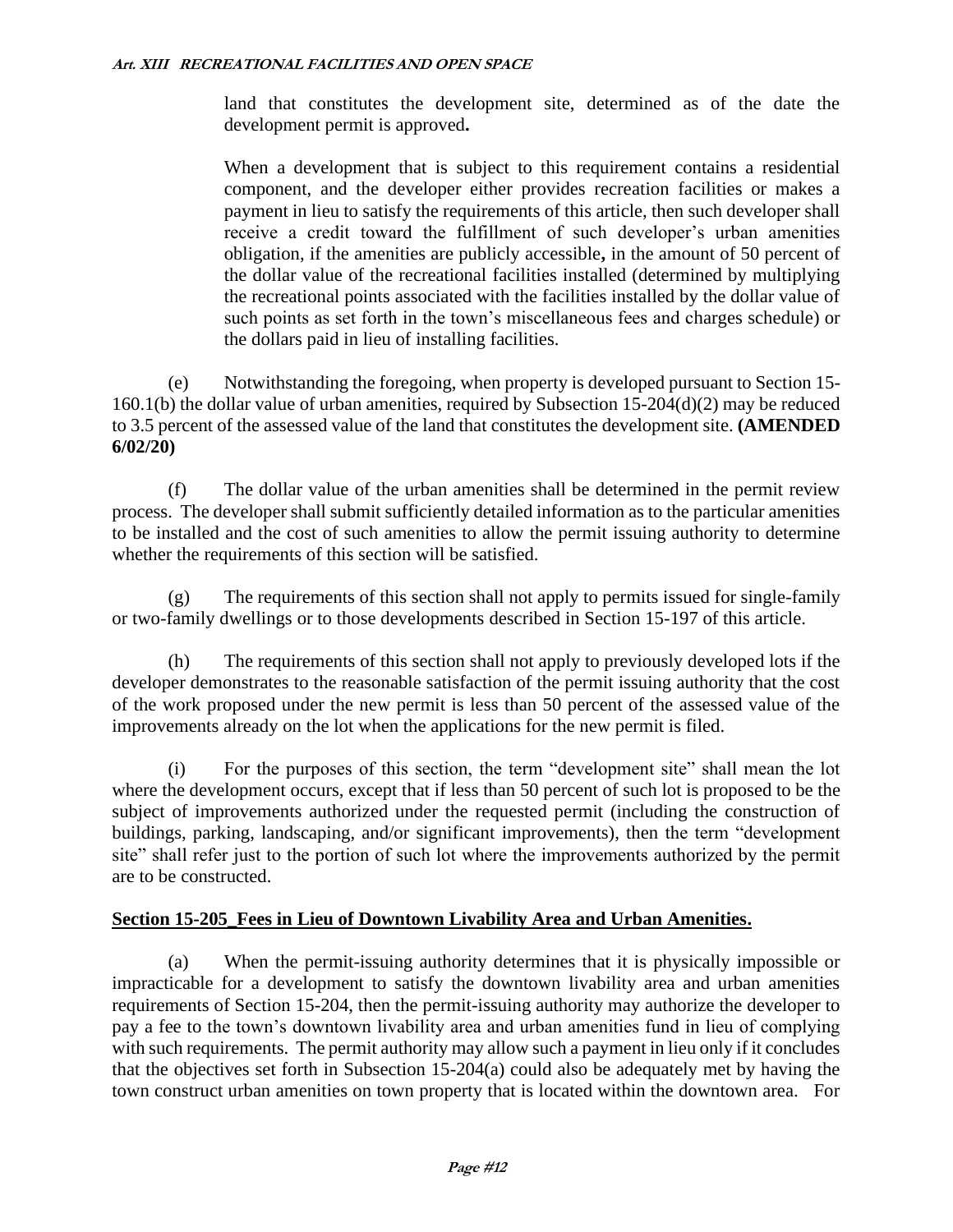land that constitutes the development site, determined as of the date the development permit is approved**.**

When a development that is subject to this requirement contains a residential component, and the developer either provides recreation facilities or makes a payment in lieu to satisfy the requirements of this article, then such developer shall receive a credit toward the fulfillment of such developer's urban amenities obligation, if the amenities are publicly accessible**,** in the amount of 50 percent of the dollar value of the recreational facilities installed (determined by multiplying the recreational points associated with the facilities installed by the dollar value of such points as set forth in the town's miscellaneous fees and charges schedule) or the dollars paid in lieu of installing facilities.

(e) Notwithstanding the foregoing, when property is developed pursuant to Section 15-160.1(b) the dollar value of urban amenities, required by Subsection 15-204(d)(2) may be reduced to 3.5 percent of the assessed value of the land that constitutes the development site. **(AMENDED 6/02/20)**

(f) The dollar value of the urban amenities shall be determined in the permit review process. The developer shall submit sufficiently detailed information as to the particular amenities to be installed and the cost of such amenities to allow the permit issuing authority to determine whether the requirements of this section will be satisfied.

(g) The requirements of this section shall not apply to permits issued for single-family or two-family dwellings or to those developments described in Section 15-197 of this article.

(h) The requirements of this section shall not apply to previously developed lots if the developer demonstrates to the reasonable satisfaction of the permit issuing authority that the cost of the work proposed under the new permit is less than 50 percent of the assessed value of the improvements already on the lot when the applications for the new permit is filed.

(i) For the purposes of this section, the term "development site" shall mean the lot where the development occurs, except that if less than 50 percent of such lot is proposed to be the subject of improvements authorized under the requested permit (including the construction of buildings, parking, landscaping, and/or significant improvements), then the term "development site" shall refer just to the portion of such lot where the improvements authorized by the permit are to be constructed.

## Section 15-205_Fees in Lieu of Downtown Livability Area and Urban Amenities.

(a) When the permit-issuing authority determines that it is physically impossible or impracticable for a development to satisfy the downtown livability area and urban amenities requirements of Section 15-204, then the permit-issuing authority may authorize the developer to pay a fee to the town's downtown livability area and urban amenities fund in lieu of complying with such requirements. The permit authority may allow such a payment in lieu only if it concludes that the objectives set forth in Subsection 15-204(a) could also be adequately met by having the town construct urban amenities on town property that is located within the downtown area. For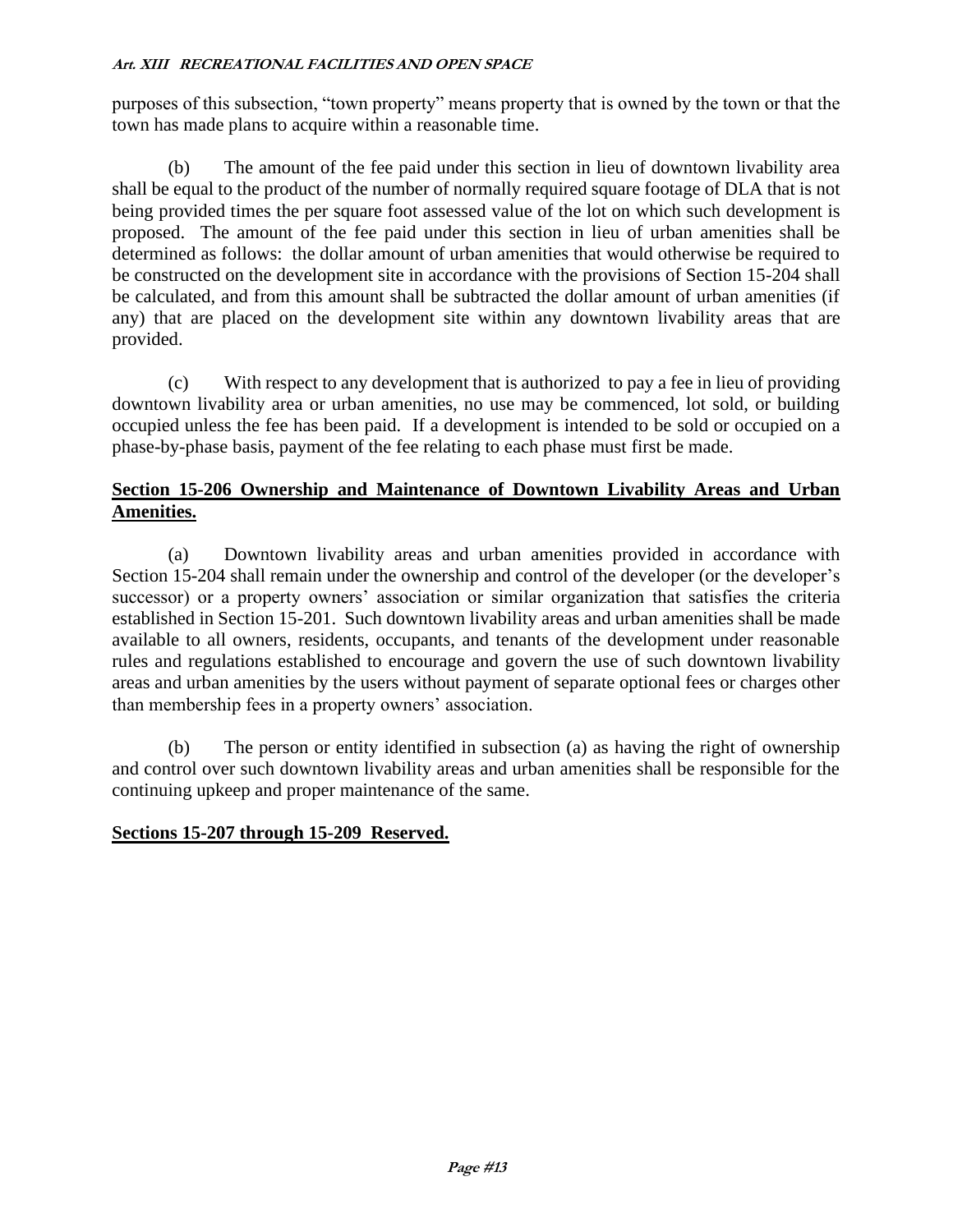purposes of this subsection, "town property" means property that is owned by the town or that the town has made plans to acquire within a reasonable time.

(b) The amount of the fee paid under this section in lieu of downtown livability area shall be equal to the product of the number of normally required square footage of DLA that is not being provided times the per square foot assessed value of the lot on which such development is proposed. The amount of the fee paid under this section in lieu of urban amenities shall be determined as follows: the dollar amount of urban amenities that would otherwise be required to be constructed on the development site in accordance with the provisions of Section 15-204 shall be calculated, and from this amount shall be subtracted the dollar amount of urban amenities (if any) that are placed on the development site within any downtown livability areas that are provided.

(c) With respect to any development that is authorized to pay a fee in lieu of providing downtown livability area or urban amenities, no use may be commenced, lot sold, or building occupied unless the fee has been paid. If a development is intended to be sold or occupied on a phase-by-phase basis, payment of the fee relating to each phase must first be made.

## Section 15-206 Ownership and Maintenance of Downtown Livability Areas and Urban Amenities.

(a) Downtown livability areas and urban amenities provided in accordance with Section 15-204 shall remain under the ownership and control of the developer (or the developer's successor) or a property owners' association or similar organization that satisfies the criteria established in Section 15-201. Such downtown livability areas and urban amenities shall be made available to all owners, residents, occupants, and tenants of the development under reasonable rules and regulations established to encourage and govern the use of such downtown livability areas and urban amenities by the users without payment of separate optional fees or charges other than membership fees in a property owners' association.

(b) The person or entity identified in subsection (a) as having the right of ownership and control over such downtown livability areas and urban amenities shall be responsible for the continuing upkeep and proper maintenance of the same.

## Sections 15-207 through 15-209 Reserved.